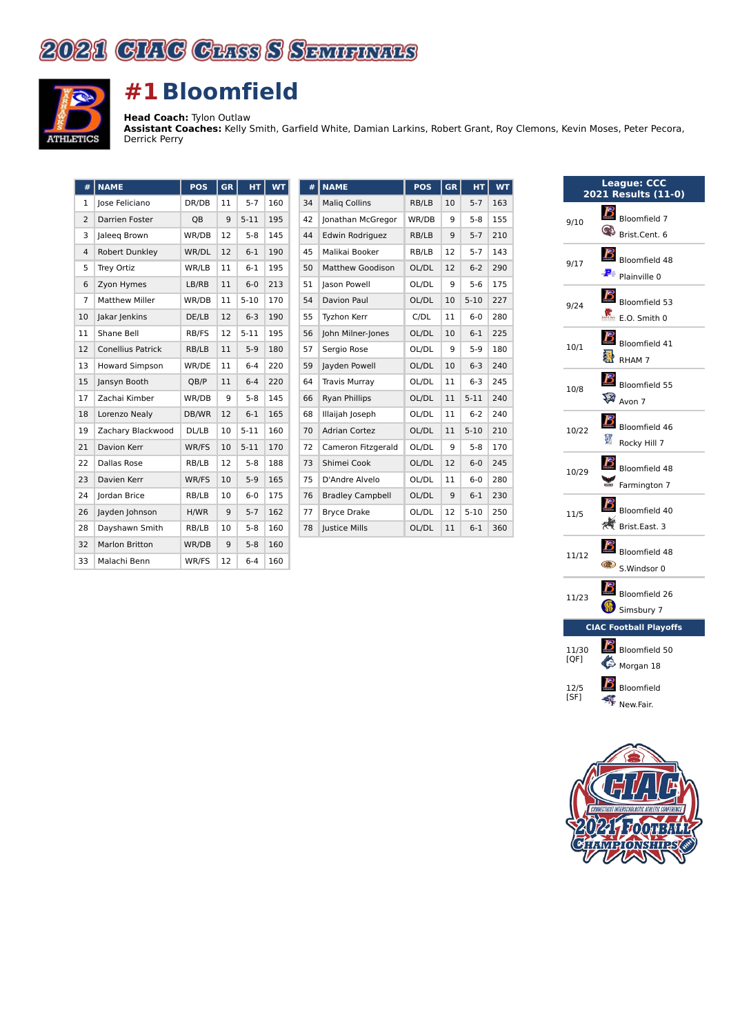# 2021 CIAC Class S Semifinals

## #1 Bloomfield

**Head Coach:** Tylon Outlaw
**Assistant Coaches:** Kelly Smith, Garfield White, Damian Larkins, Robert Grant, Roy Clemons, Kevin Moses, Peter Pecora, Derrick Perry

| # | NAME | POS | GR | HT | WT |
|---|---|---|---|---|---|
| 1 | Jose Feliciano | DR/DB | 11 | 5-7 | 160 |
| 2 | Darrien Foster | QB | 9 | 5-11 | 195 |
| 3 | Jaleeq Brown | WR/DB | 12 | 5-8 | 145 |
| 4 | Robert Dunkley | WR/DL | 12 | 6-1 | 190 |
| 5 | Trey Ortiz | WR/LB | 11 | 6-1 | 195 |
| 6 | Zyon Hymes | LB/RB | 11 | 6-0 | 213 |
| 7 | Matthew Miller | WR/DB | 11 | 5-10 | 170 |
| 10 | Jakar Jenkins | DE/LB | 12 | 6-3 | 190 |
| 11 | Shane Bell | RB/FS | 12 | 5-11 | 195 |
| 12 | Conellius Patrick | RB/LB | 11 | 5-9 | 180 |
| 13 | Howard Simpson | WR/DE | 11 | 6-4 | 220 |
| 15 | Jansyn Booth | QB/P | 11 | 6-4 | 220 |
| 17 | Zachai Kimber | WR/DB | 9 | 5-8 | 145 |
| 18 | Lorenzo Nealy | DB/WR | 12 | 6-1 | 165 |
| 19 | Zachary Blackwood | DL/LB | 10 | 5-11 | 160 |
| 21 | Davion Kerr | WR/FS | 10 | 5-11 | 170 |
| 22 | Dallas Rose | RB/LB | 12 | 5-8 | 188 |
| 23 | Davien Kerr | WR/FS | 10 | 5-9 | 165 |
| 24 | Jordan Brice | RB/LB | 10 | 6-0 | 175 |
| 26 | Jayden Johnson | H/WR | 9 | 5-7 | 162 |
| 28 | Dayshawn Smith | RB/LB | 10 | 5-8 | 160 |
| 32 | Marlon Britton | WR/DB | 9 | 5-8 | 160 |
| 33 | Malachi Benn | WR/FS | 12 | 6-4 | 160 |
| 34 | Maliq Collins | RB/LB | 10 | 5-7 | 163 |
| 42 | Jonathan McGregor | WR/DB | 9 | 5-8 | 155 |
| 44 | Edwin Rodriguez | RB/LB | 9 | 5-7 | 210 |
| 45 | Malikai Booker | RB/LB | 12 | 5-7 | 143 |
| 50 | Matthew Goodison | OL/DL | 12 | 6-2 | 290 |
| 51 | Jason Powell | OL/DL | 9 | 5-6 | 175 |
| 54 | Davion Paul | OL/DL | 10 | 5-10 | 227 |
| 55 | Tyzhon Kerr | C/DL | 11 | 6-0 | 280 |
| 56 | John Milner-Jones | OL/DL | 10 | 6-1 | 225 |
| 57 | Sergio Rose | OL/DL | 9 | 5-9 | 180 |
| 59 | Jayden Powell | OL/DL | 10 | 6-3 | 240 |
| 64 | Travis Murray | OL/DL | 11 | 6-3 | 245 |
| 66 | Ryan Phillips | OL/DL | 11 | 5-11 | 240 |
| 68 | Illaijah Joseph | OL/DL | 11 | 6-2 | 240 |
| 70 | Adrian Cortez | OL/DL | 11 | 5-10 | 210 |
| 72 | Cameron Fitzgerald | OL/DL | 9 | 5-8 | 170 |
| 73 | Shimei Cook | OL/DL | 12 | 6-0 | 245 |
| 75 | D'Andre Alvelo | OL/DL | 11 | 6-0 | 280 |
| 76 | Bradley Campbell | OL/DL | 9 | 6-1 | 230 |
| 77 | Bryce Drake | OL/DL | 12 | 5-10 | 250 |
| 78 | Justice Mills | OL/DL | 11 | 6-1 | 360 |

### League: CCC 2021 Results (11-0)

| Date | Result |
|---|---|
| 9/10 | Bloomfield 7, Brist.Cent. 6 |
| 9/17 | Bloomfield 48, Plainville 0 |
| 9/24 | Bloomfield 53, E.O. Smith 0 |
| 10/1 | Bloomfield 41, RHAM 7 |
| 10/8 | Bloomfield 55, Avon 7 |
| 10/22 | Bloomfield 46, Rocky Hill 7 |
| 10/29 | Bloomfield 48, Farmington 7 |
| 11/5 | Bloomfield 40, Brist.East. 3 |
| 11/12 | Bloomfield 48, S.Windsor 0 |
| 11/23 | Bloomfield 26, Simsbury 7 |

### CIAC Football Playoffs

| Date | Result |
|---|---|
| 11/30 [QF] | Bloomfield 50, Morgan 18 |
| 12/5 [SF] | Bloomfield, New.Fair. |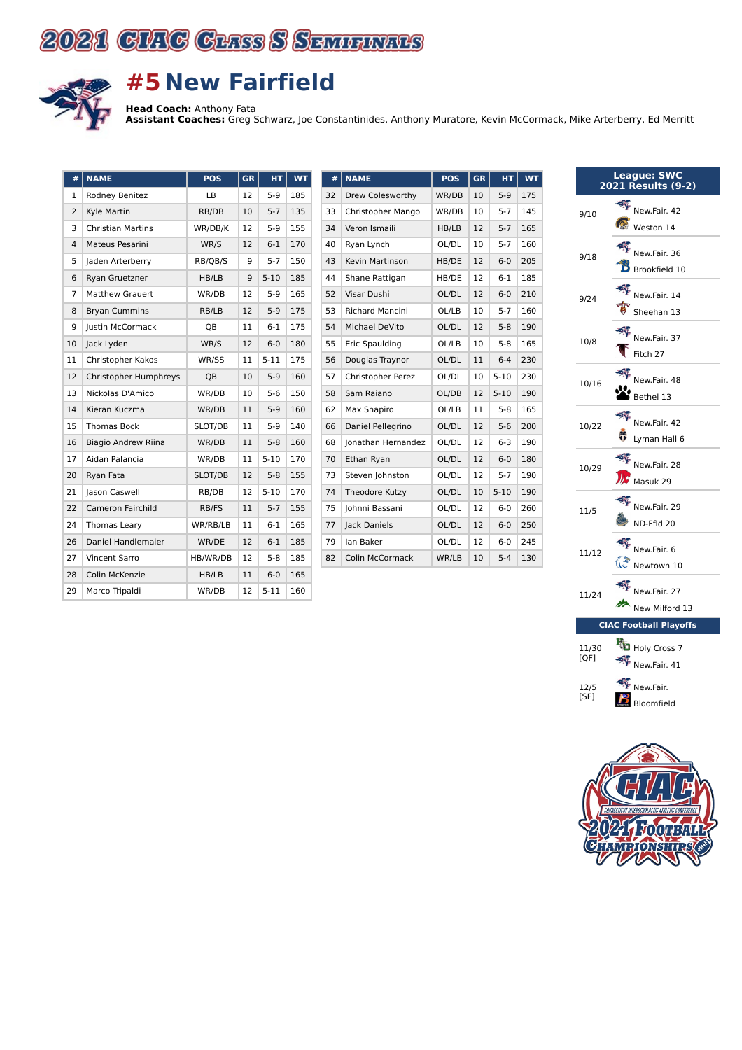# 2021 CIAC Class S Semifinals

## #5 New Fairfield

**Head Coach:** Anthony Fata
**Assistant Coaches:** Greg Schwarz, Joe Constantinides, Anthony Muratore, Kevin McCormack, Mike Arterberry, Ed Merritt

| # | NAME | POS | GR | HT | WT |
|---|---|---|---|---|---|
| 1 | Rodney Benitez | LB | 12 | 5-9 | 185 |
| 2 | Kyle Martin | RB/DB | 10 | 5-7 | 135 |
| 3 | Christian Martins | WR/DB/K | 12 | 5-9 | 155 |
| 4 | Mateus Pesarini | WR/S | 12 | 6-1 | 170 |
| 5 | Jaden Arterberry | RB/QB/S | 9 | 5-7 | 150 |
| 6 | Ryan Gruetzner | HB/LB | 9 | 5-10 | 185 |
| 7 | Matthew Grauert | WR/DB | 12 | 5-9 | 165 |
| 8 | Bryan Cummins | RB/LB | 12 | 5-9 | 175 |
| 9 | Justin McCormack | QB | 11 | 6-1 | 175 |
| 10 | Jack Lyden | WR/S | 12 | 6-0 | 180 |
| 11 | Christopher Kakos | WR/SS | 11 | 5-11 | 175 |
| 12 | Christopher Humphreys | QB | 10 | 5-9 | 160 |
| 13 | Nickolas D'Amico | WR/DB | 10 | 5-6 | 150 |
| 14 | Kieran Kuczma | WR/DB | 11 | 5-9 | 160 |
| 15 | Thomas Bock | SLOT/DB | 11 | 5-9 | 140 |
| 16 | Biagio Andrew Riina | WR/DB | 11 | 5-8 | 160 |
| 17 | Aidan Palancia | WR/DB | 11 | 5-10 | 170 |
| 20 | Ryan Fata | SLOT/DB | 12 | 5-8 | 155 |
| 21 | Jason Caswell | RB/DB | 12 | 5-10 | 170 |
| 22 | Cameron Fairchild | RB/FS | 11 | 5-7 | 155 |
| 24 | Thomas Leary | WR/RB/LB | 11 | 6-1 | 165 |
| 26 | Daniel Handlemaier | WR/DE | 12 | 6-1 | 185 |
| 27 | Vincent Sarro | HB/WR/DB | 12 | 5-8 | 185 |
| 28 | Colin McKenzie | HB/LB | 11 | 6-0 | 165 |
| 29 | Marco Tripaldi | WR/DB | 12 | 5-11 | 160 |
| 32 | Drew Colesworthy | WR/DB | 10 | 5-9 | 175 |
| 33 | Christopher Mango | WR/DB | 10 | 5-7 | 145 |
| 34 | Veron Ismaili | HB/LB | 12 | 5-7 | 165 |
| 40 | Ryan Lynch | OL/DL | 10 | 5-7 | 160 |
| 43 | Kevin Martinson | HB/DE | 12 | 6-0 | 205 |
| 44 | Shane Rattigan | HB/DE | 12 | 6-1 | 185 |
| 52 | Visar Dushi | OL/DL | 12 | 6-0 | 210 |
| 53 | Richard Mancini | OL/LB | 10 | 5-7 | 160 |
| 54 | Michael DeVito | OL/DL | 12 | 5-8 | 190 |
| 55 | Eric Spaulding | OL/LB | 10 | 5-8 | 165 |
| 56 | Douglas Traynor | OL/DL | 11 | 6-4 | 230 |
| 57 | Christopher Perez | OL/DL | 10 | 5-10 | 230 |
| 58 | Sam Raiano | OL/DB | 12 | 5-10 | 190 |
| 62 | Max Shapiro | OL/LB | 11 | 5-8 | 165 |
| 66 | Daniel Pellegrino | OL/DL | 12 | 5-6 | 200 |
| 68 | Jonathan Hernandez | OL/DL | 12 | 6-3 | 190 |
| 70 | Ethan Ryan | OL/DL | 12 | 6-0 | 180 |
| 73 | Steven Johnston | OL/DL | 12 | 5-7 | 190 |
| 74 | Theodore Kutzy | OL/DL | 10 | 5-10 | 190 |
| 75 | Johnni Bassani | OL/DL | 12 | 6-0 | 260 |
| 77 | Jack Daniels | OL/DL | 12 | 6-0 | 250 |
| 79 | Ian Baker | OL/DL | 12 | 6-0 | 245 |
| 82 | Colin McCormack | WR/LB | 10 | 5-4 | 130 |

### League: SWC
### 2021 Results (9-2)

| | |
|---|---|
| 9/10 | New.Fair. 42<br>Weston 14 |
| 9/18 | New.Fair. 36<br>Brookfield 10 |
| 9/24 | New.Fair. 14<br>Sheehan 13 |
| 10/8 | New.Fair. 37<br>Fitch 27 |
| 10/16 | New.Fair. 48<br>Bethel 13 |
| 10/22 | New.Fair. 42<br>Lyman Hall 6 |
| 10/29 | New.Fair. 28<br>Masuk 29 |
| 11/5 | New.Fair. 29<br>ND-Ffld 20 |
| 11/12 | New.Fair. 6<br>Newtown 10 |
| 11/24 | New.Fair. 27<br>New Milford 13 |

### CIAC Football Playoffs

| | |
|---|---|
| 11/30 [QF] | Holy Cross 7<br>New.Fair. 41 |
| 12/5 [SF] | New.Fair.<br>Bloomfield |

CIAC Connecticut Interscholastic Athletic Conference 2021 Football Championships